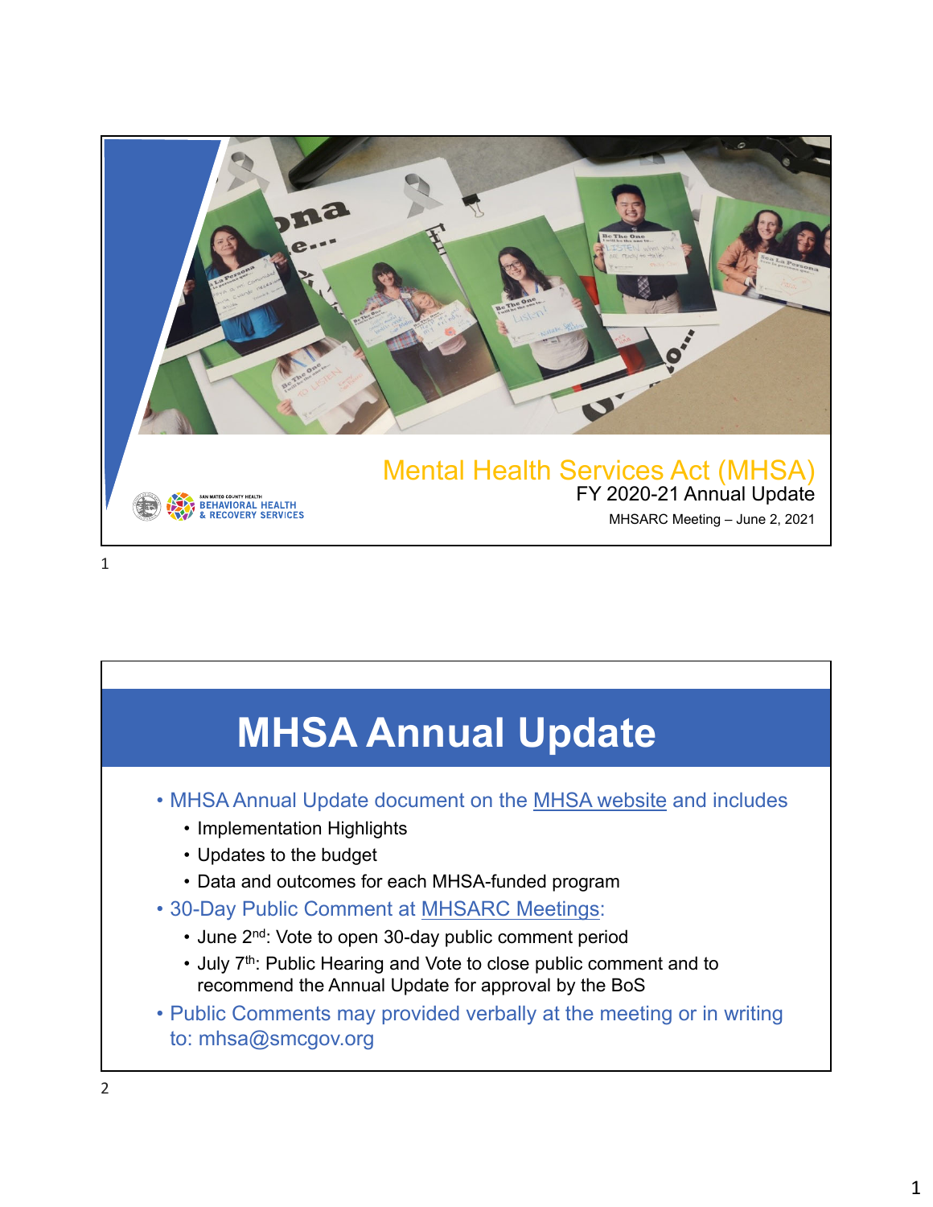# Mental Health Services Act (MHSA)

FY 2020-21 Annual Update

MHSARC Meeting – June 2, 2021

SAN MATEO COUNTY HEALTH
BEHAVIORAL HEALTH & RECOVERY SERVICES

## MHSA Annual Update

- MHSA Annual Update document on the MHSA website and includes
  - Implementation Highlights
  - Updates to the budget
  - Data and outcomes for each MHSA-funded program
- 30-Day Public Comment at MHSARC Meetings:
  - June 2nd: Vote to open 30-day public comment period
  - July 7th: Public Hearing and Vote to close public comment and to recommend the Annual Update for approval by the BoS
- Public Comments may provided verbally at the meeting or in writing to: mhsa@smcgov.org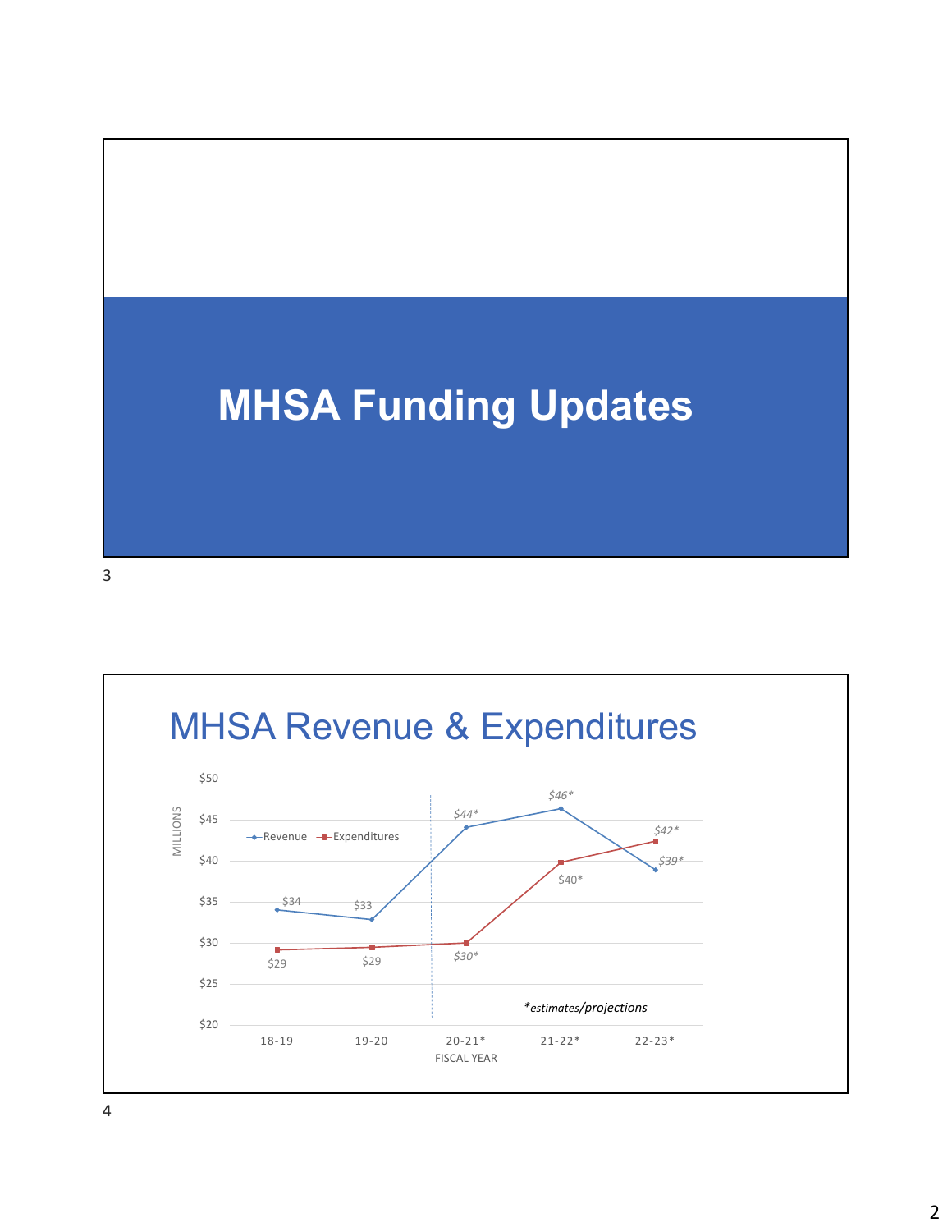# MHSA Funding Updates

## MHSA Revenue & Expenditures

| Fiscal Year | Revenue (Millions) | Expenditures (Millions) |
|---|---|---|
| 18-19 | $34 | $29 |
| 19-20 | $33 | $29 |
| 20-21* | $44* | $30* |
| 21-22* | $46* | $40* |
| 22-23* | $39* | $42* |

**estimates/projections*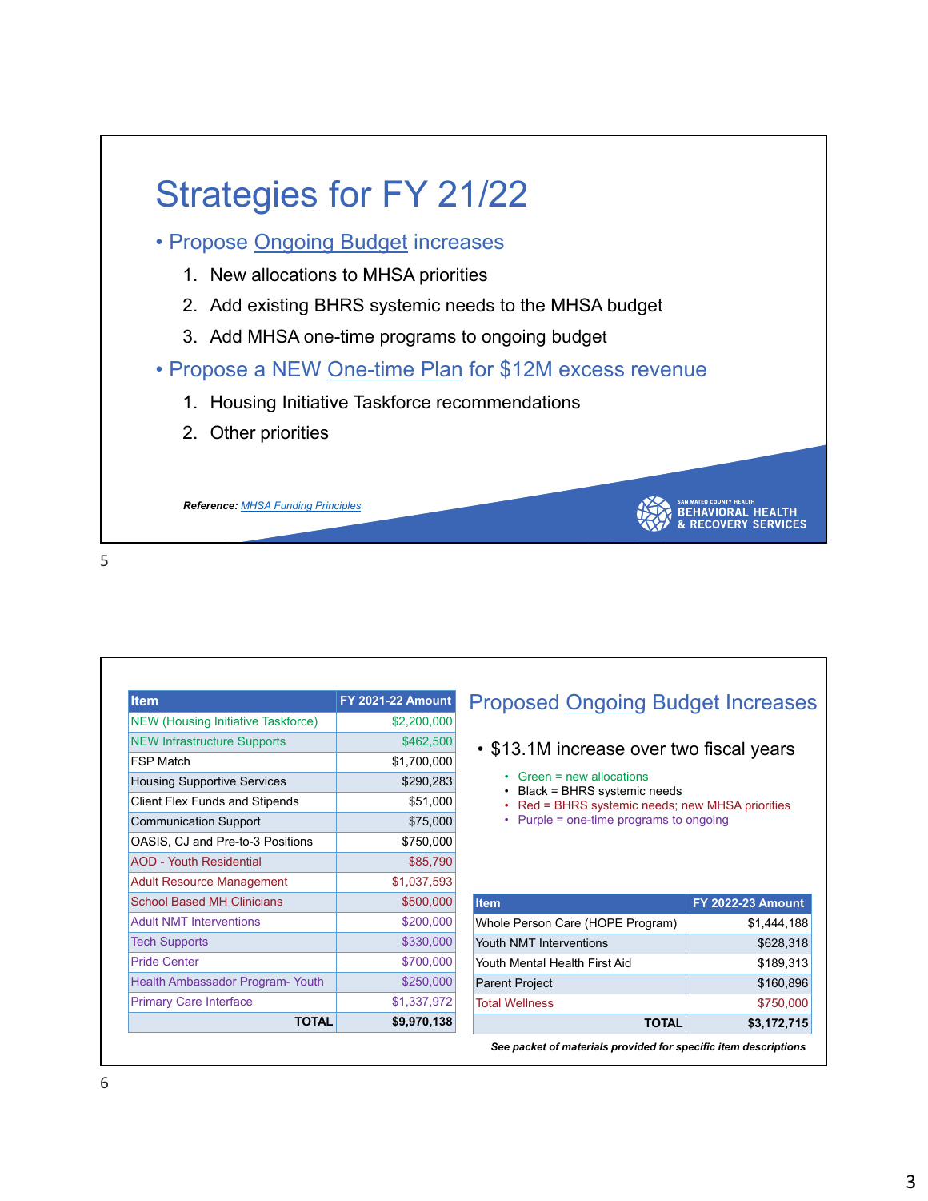# Strategies for FY 21/22

- Propose Ongoing Budget increases
  1. New allocations to MHSA priorities
  2. Add existing BHRS systemic needs to the MHSA budget
  3. Add MHSA one-time programs to ongoing budget
- Propose a NEW One-time Plan for $12M excess revenue
  1. Housing Initiative Taskforce recommendations
  2. Other priorities

***Reference:** MHSA Funding Principles*

SAN MATEO COUNTY HEALTH BEHAVIORAL HEALTH & RECOVERY SERVICES

---

## Proposed Ongoing Budget Increases

- $13.1M increase over two fiscal years
  - Green = new allocations
  - Black = BHRS systemic needs
  - Red = BHRS systemic needs; new MHSA priorities
  - Purple = one-time programs to ongoing

| Item | FY 2021-22 Amount |
|---|---|
| NEW (Housing Initiative Taskforce) | $2,200,000 |
| NEW Infrastructure Supports | $462,500 |
| FSP Match | $1,700,000 |
| Housing Supportive Services | $290,283 |
| Client Flex Funds and Stipends | $51,000 |
| Communication Support | $75,000 |
| OASIS, CJ and Pre-to-3 Positions | $750,000 |
| AOD - Youth Residential | $85,790 |
| Adult Resource Management | $1,037,593 |
| School Based MH Clinicians | $500,000 |
| Adult NMT Interventions | $200,000 |
| Tech Supports | $330,000 |
| Pride Center | $700,000 |
| Health Ambassador Program- Youth | $250,000 |
| Primary Care Interface | $1,337,972 |
| **TOTAL** | **$9,970,138** |

| Item | FY 2022-23 Amount |
|---|---|
| Whole Person Care (HOPE Program) | $1,444,188 |
| Youth NMT Interventions | $628,318 |
| Youth Mental Health First Aid | $189,313 |
| Parent Project | $160,896 |
| Total Wellness | $750,000 |
| **TOTAL** | **$3,172,715** |

***See packet of materials provided for specific item descriptions***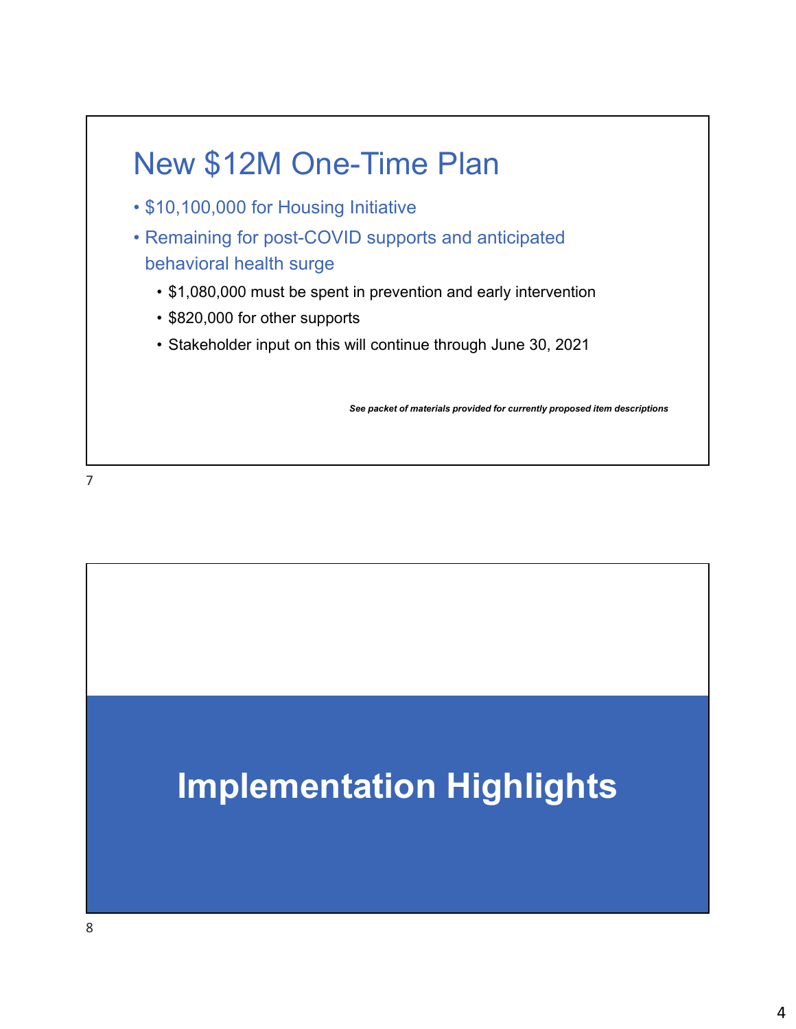## New $12M One-Time Plan

- $10,100,000 for Housing Initiative
- Remaining for post-COVID supports and anticipated behavioral health surge
  - $1,080,000 must be spent in prevention and early intervention
  - $820,000 for other supports
  - Stakeholder input on this will continue through June 30, 2021

***See packet of materials provided for currently proposed item descriptions***

## Implementation Highlights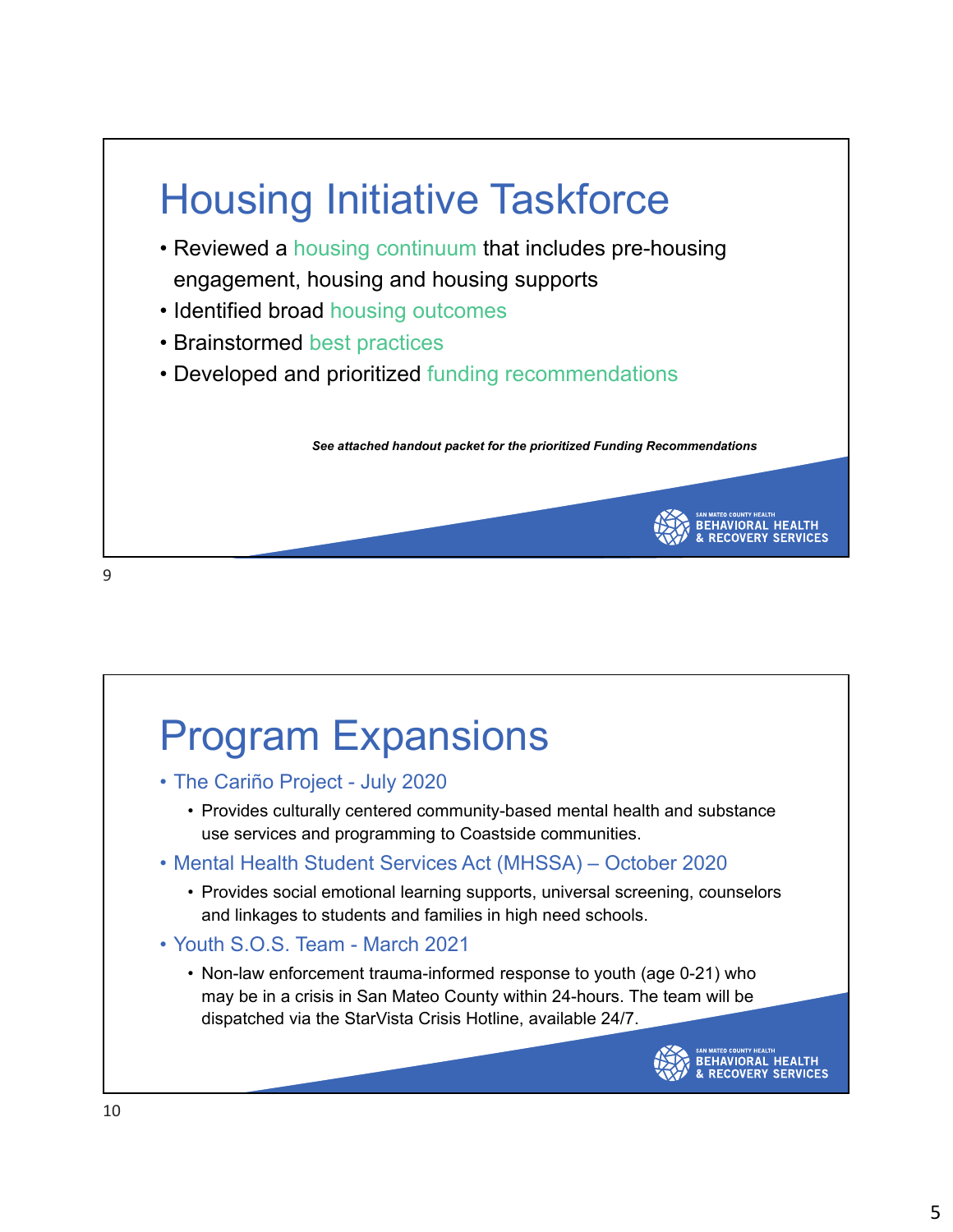# Housing Initiative Taskforce

- Reviewed a housing continuum that includes pre-housing engagement, housing and housing supports
- Identified broad housing outcomes
- Brainstormed best practices
- Developed and prioritized funding recommendations

***See attached handout packet for the prioritized Funding Recommendations***

SAN MATEO COUNTY HEALTH BEHAVIORAL HEALTH & RECOVERY SERVICES

# Program Expansions

- The Cariño Project - July 2020
  - Provides culturally centered community-based mental health and substance use services and programming to Coastside communities.
- Mental Health Student Services Act (MHSSA) – October 2020
  - Provides social emotional learning supports, universal screening, counselors and linkages to students and families in high need schools.
- Youth S.O.S. Team - March 2021
  - Non-law enforcement trauma-informed response to youth (age 0-21) who may be in a crisis in San Mateo County within 24-hours. The team will be dispatched via the StarVista Crisis Hotline, available 24/7.

SAN MATEO COUNTY HEALTH BEHAVIORAL HEALTH & RECOVERY SERVICES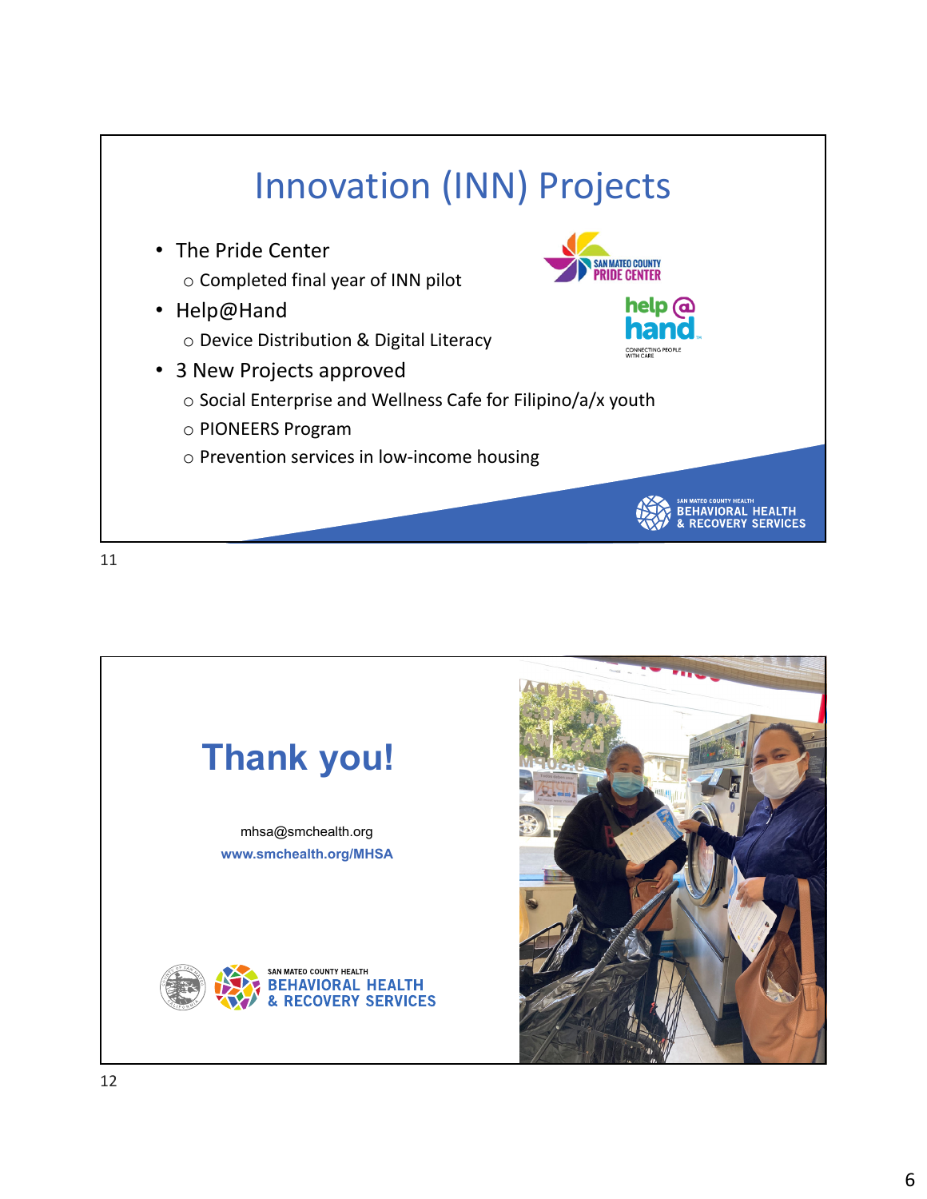# Innovation (INN) Projects

- The Pride Center
  - Completed final year of INN pilot
- Help@Hand
  - Device Distribution & Digital Literacy
- 3 New Projects approved
  - Social Enterprise and Wellness Cafe for Filipino/a/x youth
  - PIONEERS Program
  - Prevention services in low-income housing

SAN MATEO COUNTY HEALTH
BEHAVIORAL HEALTH
& RECOVERY SERVICES

# Thank you!

mhsa@smchealth.org

www.smchealth.org/MHSA

SAN MATEO COUNTY HEALTH
BEHAVIORAL HEALTH
& RECOVERY SERVICES